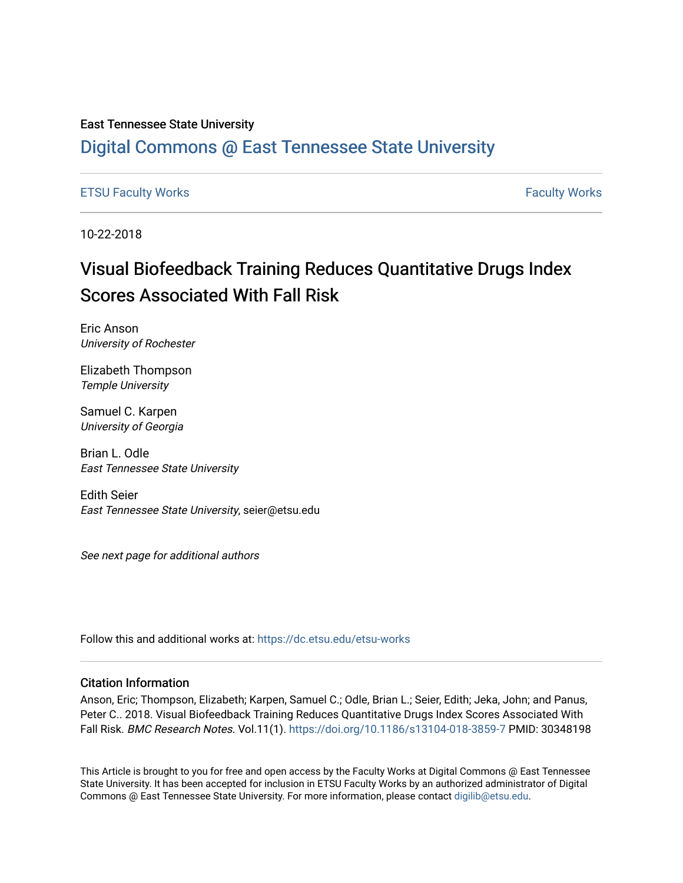East Tennessee State University

# Digital Commons @ East Tennessee State University

ETSU Faculty Works | Faculty Works

10-22-2018

# Visual Biofeedback Training Reduces Quantitative Drugs Index Scores Associated With Fall Risk

Eric Anson
*University of Rochester*

Elizabeth Thompson
*Temple University*

Samuel C. Karpen
*University of Georgia*

Brian L. Odle
*East Tennessee State University*

Edith Seier
*East Tennessee State University*, seier@etsu.edu

*See next page for additional authors*

Follow this and additional works at: https://dc.etsu.edu/etsu-works

## Citation Information

Anson, Eric; Thompson, Elizabeth; Karpen, Samuel C.; Odle, Brian L.; Seier, Edith; Jeka, John; and Panus, Peter C.. 2018. Visual Biofeedback Training Reduces Quantitative Drugs Index Scores Associated With Fall Risk. *BMC Research Notes*. Vol.11(1). https://doi.org/10.1186/s13104-018-3859-7 PMID: 30348198

This Article is brought to you for free and open access by the Faculty Works at Digital Commons @ East Tennessee State University. It has been accepted for inclusion in ETSU Faculty Works by an authorized administrator of Digital Commons @ East Tennessee State University. For more information, please contact digilib@etsu.edu.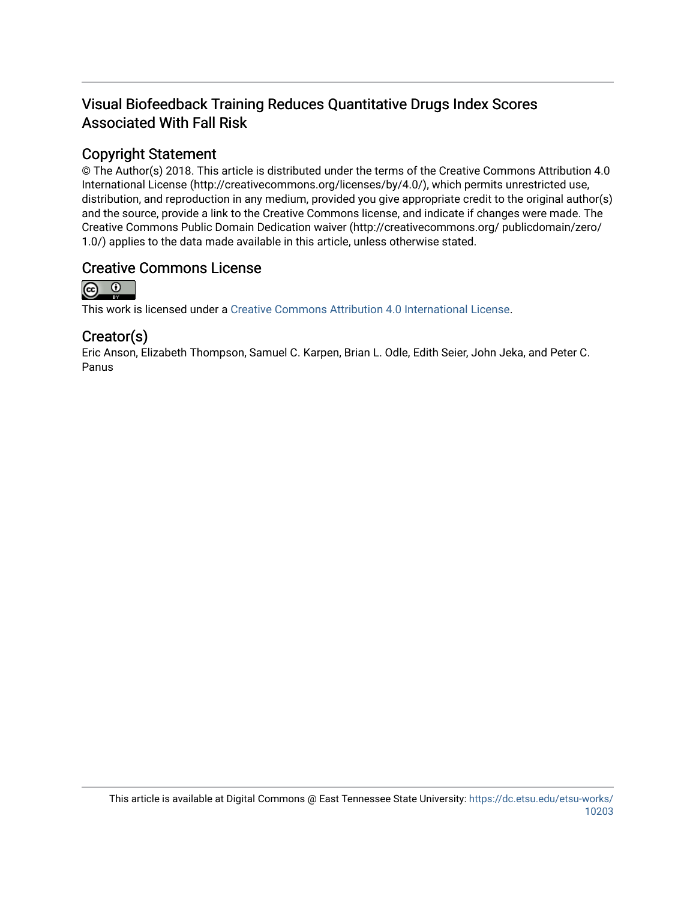# Visual Biofeedback Training Reduces Quantitative Drugs Index Scores Associated With Fall Risk

## Copyright Statement

© The Author(s) 2018. This article is distributed under the terms of the Creative Commons Attribution 4.0 International License (http://creativecommons.org/licenses/by/4.0/), which permits unrestricted use, distribution, and reproduction in any medium, provided you give appropriate credit to the original author(s) and the source, provide a link to the Creative Commons license, and indicate if changes were made. The Creative Commons Public Domain Dedication waiver (http://creativecommons.org/ publicdomain/zero/ 1.0/) applies to the data made available in this article, unless otherwise stated.

## Creative Commons License

This work is licensed under a Creative Commons Attribution 4.0 International License.

## Creator(s)

Eric Anson, Elizabeth Thompson, Samuel C. Karpen, Brian L. Odle, Edith Seier, John Jeka, and Peter C. Panus

This article is available at Digital Commons @ East Tennessee State University: https://dc.etsu.edu/etsu-works/10203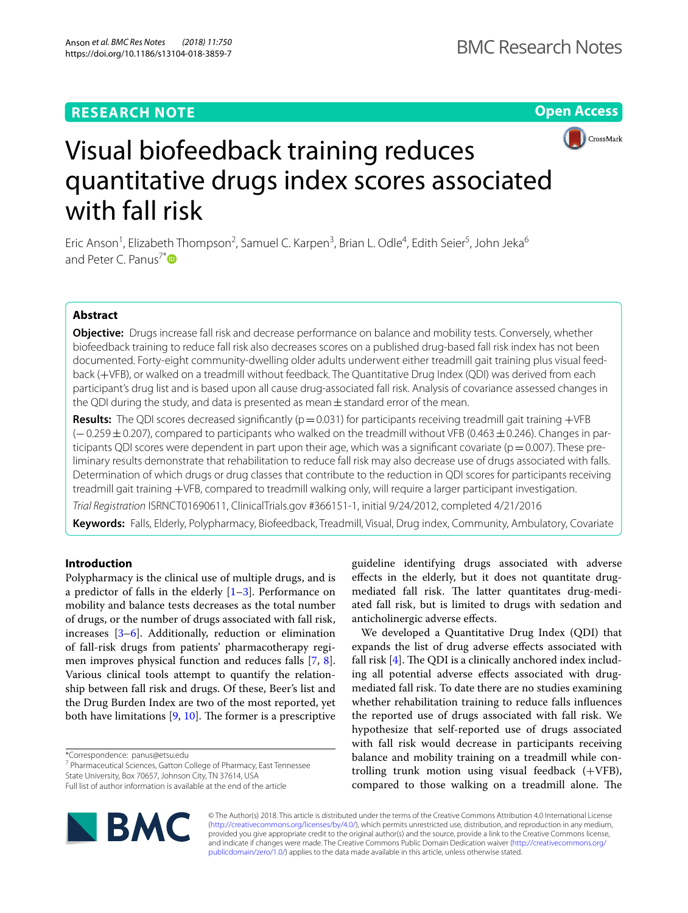# Visual biofeedback training reduces quantitative drugs index scores associated with fall risk

Eric Anson[1], Elizabeth Thompson[2], Samuel C. Karpen[3], Brian L. Odle[4], Edith Seier[5], John Jeka[6] and Peter C. Panus[7*]

## Abstract

**Objective:** Drugs increase fall risk and decrease performance on balance and mobility tests. Conversely, whether biofeedback training to reduce fall risk also decreases scores on a published drug-based fall risk index has not been documented. Forty-eight community-dwelling older adults underwent either treadmill gait training plus visual feedback (+VFB), or walked on a treadmill without feedback. The Quantitative Drug Index (QDI) was derived from each participant's drug list and is based upon all cause drug-associated fall risk. Analysis of covariance assessed changes in the QDI during the study, and data is presented as mean ± standard error of the mean.

**Results:** The QDI scores decreased significantly ($p = 0.031$) for participants receiving treadmill gait training +VFB ($-0.259 \pm 0.207$), compared to participants who walked on the treadmill without VFB ($0.463 \pm 0.246$). Changes in participants QDI scores were dependent in part upon their age, which was a significant covariate ($p = 0.007$). These preliminary results demonstrate that rehabilitation to reduce fall risk may also decrease use of drugs associated with falls. Determination of which drugs or drug classes that contribute to the reduction in QDI scores for participants receiving treadmill gait training +VFB, compared to treadmill walking only, will require a larger participant investigation.

*Trial Registration* ISRNCT01690611, ClinicalTrials.gov #366151-1, initial 9/24/2012, completed 4/21/2016

**Keywords:** Falls, Elderly, Polypharmacy, Biofeedback, Treadmill, Visual, Drug index, Community, Ambulatory, Covariate

## Introduction

Polypharmacy is the clinical use of multiple drugs, and is a predictor of falls in the elderly [1–3]. Performance on mobility and balance tests decreases as the total number of drugs, or the number of drugs associated with fall risk, increases [3–6]. Additionally, reduction or elimination of fall-risk drugs from patients' pharmacotherapy regimen improves physical function and reduces falls [7, 8]. Various clinical tools attempt to quantify the relationship between fall risk and drugs. Of these, Beer's list and the Drug Burden Index are two of the most reported, yet both have limitations [9, 10]. The former is a prescriptive guideline identifying drugs associated with adverse effects in the elderly, but it does not quantitate drug-mediated fall risk. The latter quantitates drug-mediated fall risk, but is limited to drugs with sedation and anticholinergic adverse effects.

We developed a Quantitative Drug Index (QDI) that expands the list of drug adverse effects associated with fall risk [4]. The QDI is a clinically anchored index including all potential adverse effects associated with drug-mediated fall risk. To date there are no studies examining whether rehabilitation training to reduce falls influences the reported use of drugs associated with fall risk. We hypothesize that self-reported use of drugs associated with fall risk would decrease in participants receiving balance and mobility training on a treadmill while controlling trunk motion using visual feedback (+VFB), compared to those walking on a treadmill alone. The

*Correspondence: panus@etsu.edu
[7] Pharmaceutical Sciences, Gatton College of Pharmacy, East Tennessee State University, Box 70657, Johnson City, TN 37614, USA
Full list of author information is available at the end of the article

© The Author(s) 2018. This article is distributed under the terms of the Creative Commons Attribution 4.0 International License (http://creativecommons.org/licenses/by/4.0/), which permits unrestricted use, distribution, and reproduction in any medium, provided you give appropriate credit to the original author(s) and the source, provide a link to the Creative Commons license, and indicate if changes were made. The Creative Commons Public Domain Dedication waiver (http://creativecommons.org/publicdomain/zero/1.0/) applies to the data made available in this article, unless otherwise stated.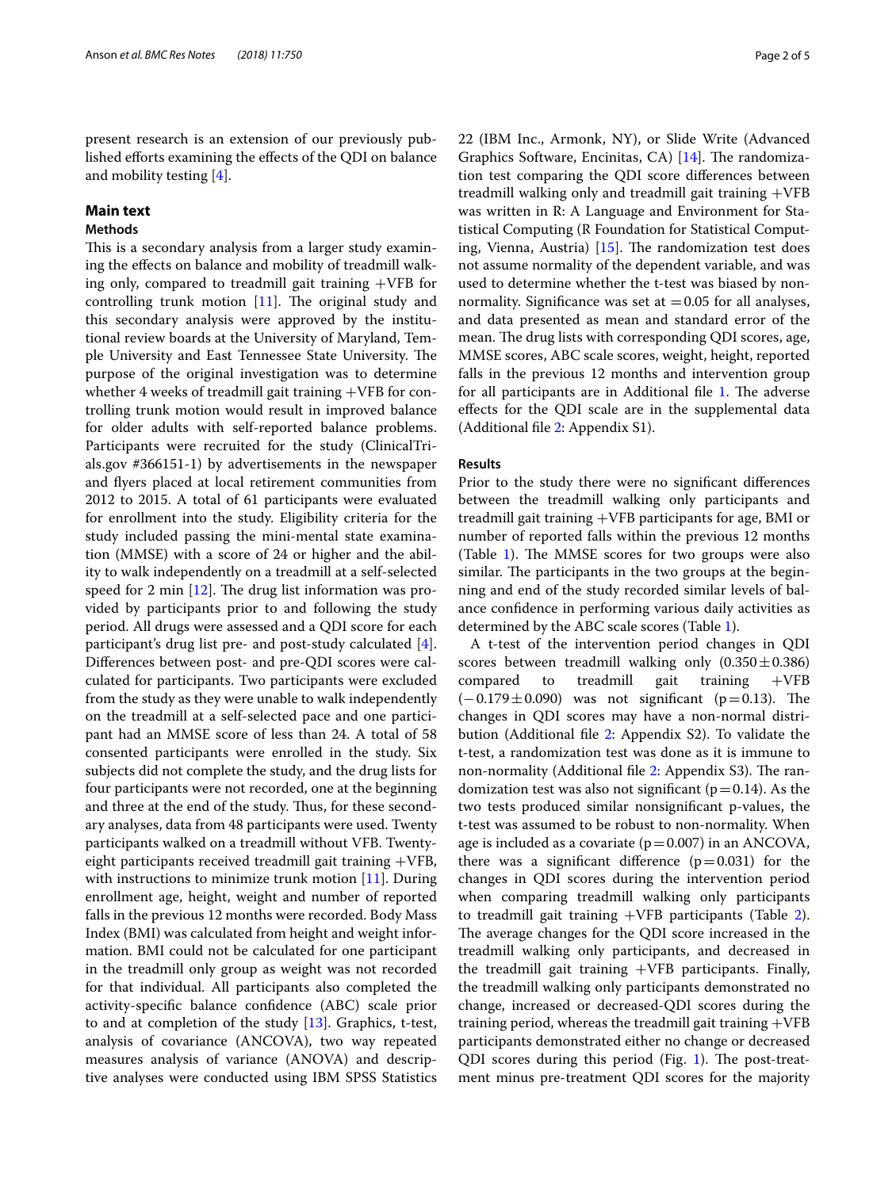present research is an extension of our previously published efforts examining the effects of the QDI on balance and mobility testing [4].

## Main text

### Methods

This is a secondary analysis from a larger study examining the effects on balance and mobility of treadmill walking only, compared to treadmill gait training +VFB for controlling trunk motion [11]. The original study and this secondary analysis were approved by the institutional review boards at the University of Maryland, Temple University and East Tennessee State University. The purpose of the original investigation was to determine whether 4 weeks of treadmill gait training +VFB for controlling trunk motion would result in improved balance for older adults with self-reported balance problems. Participants were recruited for the study (ClinicalTrials.gov #366151-1) by advertisements in the newspaper and flyers placed at local retirement communities from 2012 to 2015. A total of 61 participants were evaluated for enrollment into the study. Eligibility criteria for the study included passing the mini-mental state examination (MMSE) with a score of 24 or higher and the ability to walk independently on a treadmill at a self-selected speed for 2 min [12]. The drug list information was provided by participants prior to and following the study period. All drugs were assessed and a QDI score for each participant's drug list pre- and post-study calculated [4]. Differences between post- and pre-QDI scores were calculated for participants. Two participants were excluded from the study as they were unable to walk independently on the treadmill at a self-selected pace and one participant had an MMSE score of less than 24. A total of 58 consented participants were enrolled in the study. Six subjects did not complete the study, and the drug lists for four participants were not recorded, one at the beginning and three at the end of the study. Thus, for these secondary analyses, data from 48 participants were used. Twenty participants walked on a treadmill without VFB. Twenty-eight participants received treadmill gait training +VFB, with instructions to minimize trunk motion [11]. During enrollment age, height, weight and number of reported falls in the previous 12 months were recorded. Body Mass Index (BMI) was calculated from height and weight information. BMI could not be calculated for one participant in the treadmill only group as weight was not recorded for that individual. All participants also completed the activity-specific balance confidence (ABC) scale prior to and at completion of the study [13]. Graphics, t-test, analysis of covariance (ANCOVA), two way repeated measures analysis of variance (ANOVA) and descriptive analyses were conducted using IBM SPSS Statistics 22 (IBM Inc., Armonk, NY), or Slide Write (Advanced Graphics Software, Encinitas, CA) [14]. The randomization test comparing the QDI score differences between treadmill walking only and treadmill gait training +VFB was written in R: A Language and Environment for Statistical Computing (R Foundation for Statistical Computing, Vienna, Austria) [15]. The randomization test does not assume normality of the dependent variable, and was used to determine whether the t-test was biased by non-normality. Significance was set at $=0.05$ for all analyses, and data presented as mean and standard error of the mean. The drug lists with corresponding QDI scores, age, MMSE scores, ABC scale scores, weight, height, reported falls in the previous 12 months and intervention group for all participants are in Additional file 1. The adverse effects for the QDI scale are in the supplemental data (Additional file 2: Appendix S1).

### Results

Prior to the study there were no significant differences between the treadmill walking only participants and treadmill gait training +VFB participants for age, BMI or number of reported falls within the previous 12 months (Table 1). The MMSE scores for two groups were also similar. The participants in the two groups at the beginning and end of the study recorded similar levels of balance confidence in performing various daily activities as determined by the ABC scale scores (Table 1).

A t-test of the intervention period changes in QDI scores between treadmill walking only ($0.350 \pm 0.386$) compared to treadmill gait training +VFB ($-0.179 \pm 0.090$) was not significant ($p = 0.13$). The changes in QDI scores may have a non-normal distribution (Additional file 2: Appendix S2). To validate the t-test, a randomization test was done as it is immune to non-normality (Additional file 2: Appendix S3). The randomization test was also not significant ($p = 0.14$). As the two tests produced similar nonsignificant p-values, the t-test was assumed to be robust to non-normality. When age is included as a covariate ($p = 0.007$) in an ANCOVA, there was a significant difference ($p = 0.031$) for the changes in QDI scores during the intervention period when comparing treadmill walking only participants to treadmill gait training +VFB participants (Table 2). The average changes for the QDI score increased in the treadmill walking only participants, and decreased in the treadmill gait training +VFB participants. Finally, the treadmill walking only participants demonstrated no change, increased or decreased-QDI scores during the training period, whereas the treadmill gait training +VFB participants demonstrated either no change or decreased QDI scores during this period (Fig. 1). The post-treatment minus pre-treatment QDI scores for the majority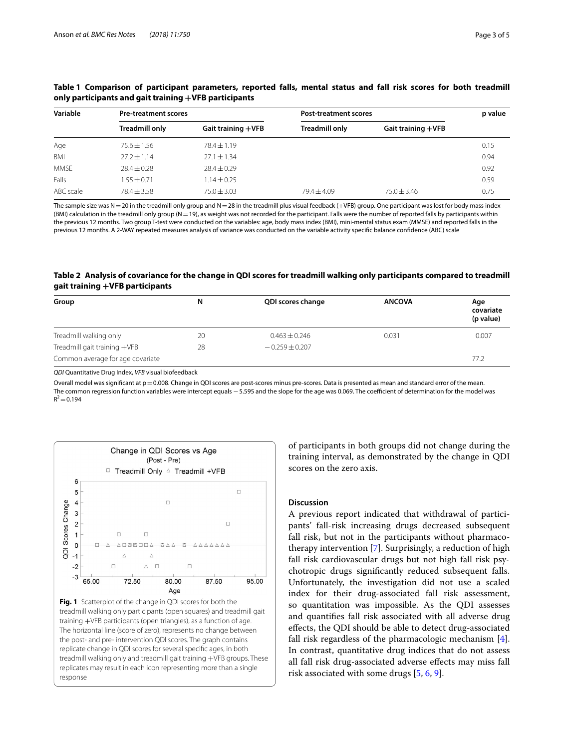**Table 1 Comparison of participant parameters, reported falls, mental status and fall risk scores for both treadmill only participants and gait training +VFB participants**

| Variable | Pre-treatment scores | | Post-treatment scores | | p value |
|---|---|---|---|---|---|
| | Treadmill only | Gait training +VFB | Treadmill only | Gait training +VFB | |
| Age | 75.6 ± 1.56 | 78.4 ± 1.19 | | | 0.15 |
| BMI | 27.2 ± 1.14 | 27.1 ± 1.34 | | | 0.94 |
| MMSE | 28.4 ± 0.28 | 28.4 ± 0.29 | | | 0.92 |
| Falls | 1.55 ± 0.71 | 1.14 ± 0.25 | | | 0.59 |
| ABC scale | 78.4 ± 3.58 | 75.0 ± 3.03 | 79.4 ± 4.09 | 75.0 ± 3.46 | 0.75 |

The sample size was N = 20 in the treadmill only group and N = 28 in the treadmill plus visual feedback (+VFB) group. One participant was lost for body mass index (BMI) calculation in the treadmill only group (N = 19), as weight was not recorded for the participant. Falls were the number of reported falls by participants within the previous 12 months. Two group T-test were conducted on the variables: age, body mass index (BMI), mini-mental status exam (MMSE) and reported falls in the previous 12 months. A 2-WAY repeated measures analysis of variance was conducted on the variable activity specific balance confidence (ABC) scale

**Table 2 Analysis of covariance for the change in QDI scores for treadmill walking only participants compared to treadmill gait training +VFB participants**

| Group | N | QDI scores change | ANCOVA | Age covariate (p value) |
|---|---|---|---|---|
| Treadmill walking only | 20 | 0.463 ± 0.246 | 0.031 | 0.007 |
| Treadmill gait training +VFB | 28 | −0.259 ± 0.207 | | |
| Common average for age covariate | | | | 77.2 |

*QDI* Quantitative Drug Index, *VFB* visual biofeedback

Overall model was significant at p = 0.008. Change in QDI scores are post-scores minus pre-scores. Data is presented as mean and standard error of the mean. The common regression function variables were intercept equals − 5.595 and the slope for the age was 0.069. The coefficient of determination for the model was $R^2 = 0.194$

Change in QDI Scores vs Age
(Post - Pre)
□ Treadmill Only △ Treadmill +VFB
QDI Scores Change
6
5
4
3
2
1
0
-1
-2
-3
65.00
72.50
80.00
87.50
95.00
Age

**Fig. 1** Scatterplot of the change in QDI scores for both the treadmill walking only participants (open squares) and treadmill gait training +VFB participants (open triangles), as a function of age. The horizontal line (score of zero), represents no change between the post- and pre- intervention QDI scores. The graph contains replicate change in QDI scores for several specific ages, in both treadmill walking only and treadmill gait training +VFB groups. These replicates may result in each icon representing more than a single response

of participants in both groups did not change during the training interval, as demonstrated by the change in QDI scores on the zero axis.

## Discussion

A previous report indicated that withdrawal of participants' fall-risk increasing drugs decreased subsequent fall risk, but not in the participants without pharmacotherapy intervention [7]. Surprisingly, a reduction of high fall risk cardiovascular drugs but not high fall risk psychotropic drugs significantly reduced subsequent falls. Unfortunately, the investigation did not use a scaled index for their drug-associated fall risk assessment, so quantitation was impossible. As the QDI assesses and quantifies fall risk associated with all adverse drug effects, the QDI should be able to detect drug-associated fall risk regardless of the pharmacologic mechanism [4]. In contrast, quantitative drug indices that do not assess all fall risk drug-associated adverse effects may miss fall risk associated with some drugs [5, 6, 9].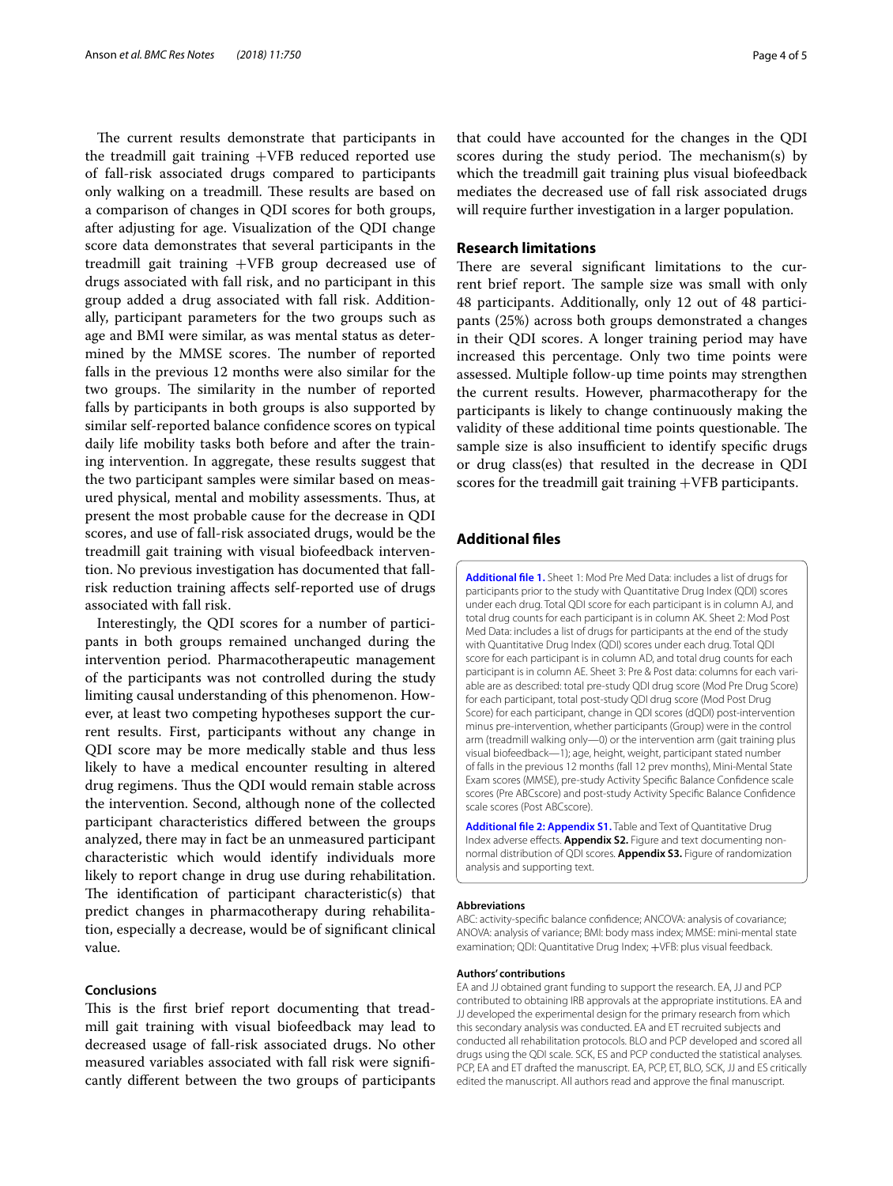The current results demonstrate that participants in the treadmill gait training +VFB reduced reported use of fall-risk associated drugs compared to participants only walking on a treadmill. These results are based on a comparison of changes in QDI scores for both groups, after adjusting for age. Visualization of the QDI change score data demonstrates that several participants in the treadmill gait training +VFB group decreased use of drugs associated with fall risk, and no participant in this group added a drug associated with fall risk. Additionally, participant parameters for the two groups such as age and BMI were similar, as was mental status as determined by the MMSE scores. The number of reported falls in the previous 12 months were also similar for the two groups. The similarity in the number of reported falls by participants in both groups is also supported by similar self-reported balance confidence scores on typical daily life mobility tasks both before and after the training intervention. In aggregate, these results suggest that the two participant samples were similar based on measured physical, mental and mobility assessments. Thus, at present the most probable cause for the decrease in QDI scores, and use of fall-risk associated drugs, would be the treadmill gait training with visual biofeedback intervention. No previous investigation has documented that fall-risk reduction training affects self-reported use of drugs associated with fall risk.

Interestingly, the QDI scores for a number of participants in both groups remained unchanged during the intervention period. Pharmacotherapeutic management of the participants was not controlled during the study limiting causal understanding of this phenomenon. However, at least two competing hypotheses support the current results. First, participants without any change in QDI score may be more medically stable and thus less likely to have a medical encounter resulting in altered drug regimens. Thus the QDI would remain stable across the intervention. Second, although none of the collected participant characteristics differed between the groups analyzed, there may in fact be an unmeasured participant characteristic which would identify individuals more likely to report change in drug use during rehabilitation. The identification of participant characteristic(s) that predict changes in pharmacotherapy during rehabilitation, especially a decrease, would be of significant clinical value.

## Conclusions

This is the first brief report documenting that treadmill gait training with visual biofeedback may lead to decreased usage of fall-risk associated drugs. No other measured variables associated with fall risk were significantly different between the two groups of participants that could have accounted for the changes in the QDI scores during the study period. The mechanism(s) by which the treadmill gait training plus visual biofeedback mediates the decreased use of fall risk associated drugs will require further investigation in a larger population.

## Research limitations

There are several significant limitations to the current brief report. The sample size was small with only 48 participants. Additionally, only 12 out of 48 participants (25%) across both groups demonstrated a changes in their QDI scores. A longer training period may have increased this percentage. Only two time points were assessed. Multiple follow-up time points may strengthen the current results. However, pharmacotherapy for the participants is likely to change continuously making the validity of these additional time points questionable. The sample size is also insufficient to identify specific drugs or drug class(es) that resulted in the decrease in QDI scores for the treadmill gait training +VFB participants.

## Additional files

**Additional file 1.** Sheet 1: Mod Pre Med Data: includes a list of drugs for participants prior to the study with Quantitative Drug Index (QDI) scores under each drug. Total QDI score for each participant is in column AJ, and total drug counts for each participant is in column AK. Sheet 2: Mod Post Med Data: includes a list of drugs for participants at the end of the study with Quantitative Drug Index (QDI) scores under each drug. Total QDI score for each participant is in column AD, and total drug counts for each participant is in column AE. Sheet 3: Pre & Post data: columns for each variable are as described: total pre-study QDI drug score (Mod Pre Drug Score) for each participant, total post-study QDI drug score (Mod Post Drug Score) for each participant, change in QDI scores (dQDI) post-intervention minus pre-intervention, whether participants (Group) were in the control arm (treadmill walking only—0) or the intervention arm (gait training plus visual biofeedback—1); age, height, weight, participant stated number of falls in the previous 12 months (fall 12 prev months), Mini-Mental State Exam scores (MMSE), pre-study Activity Specific Balance Confidence scale scores (Pre ABCscore) and post-study Activity Specific Balance Confidence scale scores (Post ABCscore).

**Additional file 2: Appendix S1.** Table and Text of Quantitative Drug Index adverse effects. **Appendix S2.** Figure and text documenting non-normal distribution of QDI scores. **Appendix S3.** Figure of randomization analysis and supporting text.

#### Abbreviations

ABC: activity-specific balance confidence; ANCOVA: analysis of covariance; ANOVA: analysis of variance; BMI: body mass index; MMSE: mini-mental state examination; QDI: Quantitative Drug Index; +VFB: plus visual feedback.

#### Authors' contributions

EA and JJ obtained grant funding to support the research. EA, JJ and PCP contributed to obtaining IRB approvals at the appropriate institutions. EA and JJ developed the experimental design for the primary research from which this secondary analysis was conducted. EA and ET recruited subjects and conducted all rehabilitation protocols. BLO and PCP developed and scored all drugs using the QDI scale. SCK, ES and PCP conducted the statistical analyses. PCP, EA and ET drafted the manuscript. EA, PCP, ET, BLO, SCK, JJ and ES critically edited the manuscript. All authors read and approve the final manuscript.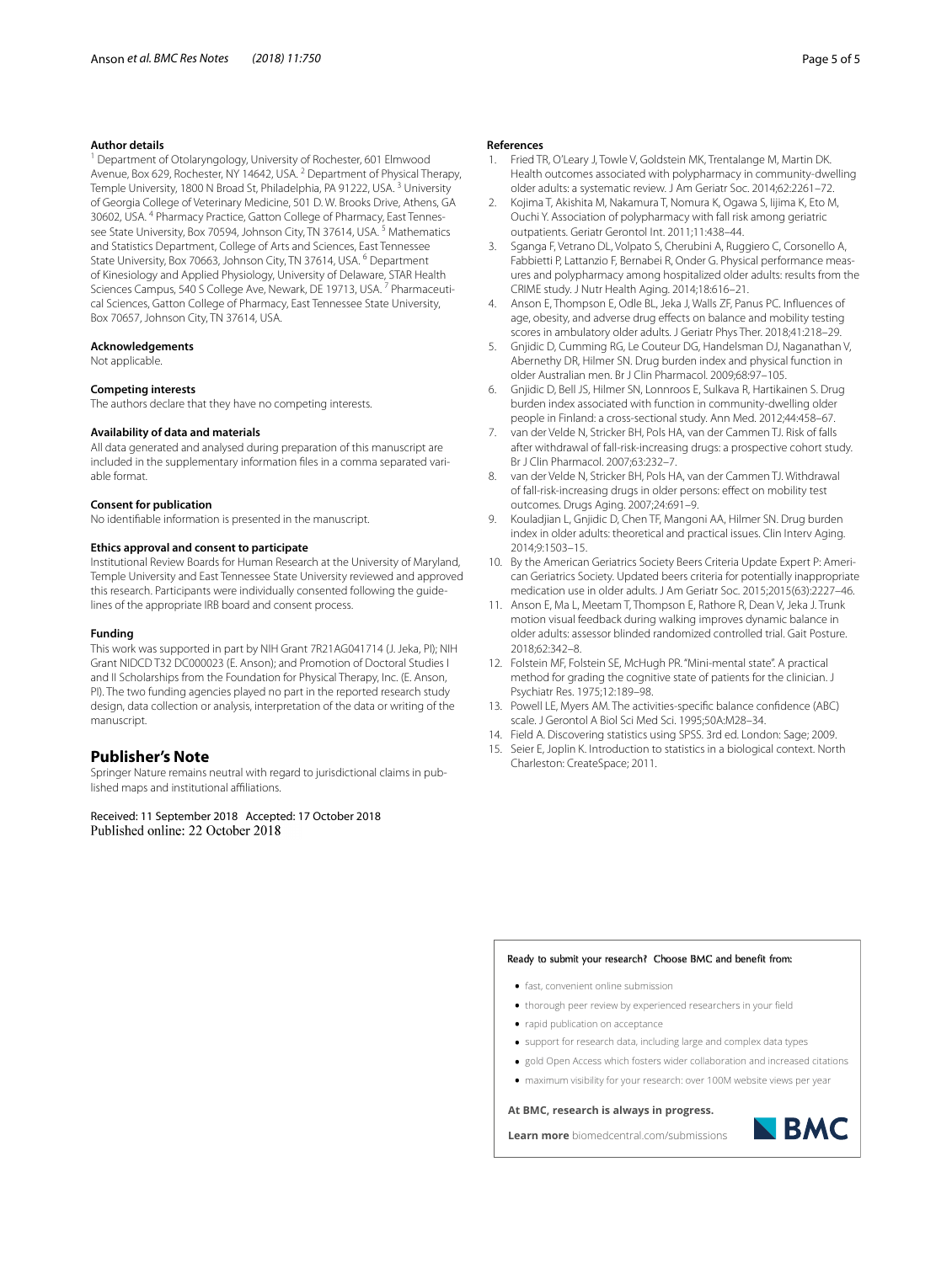#### Author details

[1] Department of Otolaryngology, University of Rochester, 601 Elmwood Avenue, Box 629, Rochester, NY 14642, USA. [2] Department of Physical Therapy, Temple University, 1800 N Broad St, Philadelphia, PA 91222, USA. [3] University of Georgia College of Veterinary Medicine, 501 D. W. Brooks Drive, Athens, GA 30602, USA. [4] Pharmacy Practice, Gatton College of Pharmacy, East Tennessee State University, Box 70594, Johnson City, TN 37614, USA. [5] Mathematics and Statistics Department, College of Arts and Sciences, East Tennessee State University, Box 70663, Johnson City, TN 37614, USA. [6] Department of Kinesiology and Applied Physiology, University of Delaware, STAR Health Sciences Campus, 540 S College Ave, Newark, DE 19713, USA. [7] Pharmaceutical Sciences, Gatton College of Pharmacy, East Tennessee State University, Box 70657, Johnson City, TN 37614, USA.

#### Acknowledgements

Not applicable.

#### Competing interests

The authors declare that they have no competing interests.

#### Availability of data and materials

All data generated and analysed during preparation of this manuscript are included in the supplementary information files in a comma separated variable format.

#### Consent for publication

No identifiable information is presented in the manuscript.

#### Ethics approval and consent to participate

Institutional Review Boards for Human Research at the University of Maryland, Temple University and East Tennessee State University reviewed and approved this research. Participants were individually consented following the guidelines of the appropriate IRB board and consent process.

#### Funding

This work was supported in part by NIH Grant 7R21AG041714 (J. Jeka, PI); NIH Grant NIDCD T32 DC000023 (E. Anson); and Promotion of Doctoral Studies I and II Scholarships from the Foundation for Physical Therapy, Inc. (E. Anson, PI). The two funding agencies played no part in the reported research study design, data collection or analysis, interpretation of the data or writing of the manuscript.

## Publisher's Note

Springer Nature remains neutral with regard to jurisdictional claims in published maps and institutional affiliations.

Received: 11 September 2018 Accepted: 17 October 2018
Published online: 22 October 2018

#### References

1. Fried TR, O'Leary J, Towle V, Goldstein MK, Trentalange M, Martin DK. Health outcomes associated with polypharmacy in community-dwelling older adults: a systematic review. J Am Geriatr Soc. 2014;62:2261–72.
2. Kojima T, Akishita M, Nakamura T, Nomura K, Ogawa S, Iijima K, Eto M, Ouchi Y. Association of polypharmacy with fall risk among geriatric outpatients. Geriatr Gerontol Int. 2011;11:438–44.
3. Sganga F, Vetrano DL, Volpato S, Cherubini A, Ruggiero C, Corsonello A, Fabbietti P, Lattanzio F, Bernabei R, Onder G. Physical performance measures and polypharmacy among hospitalized older adults: results from the CRIME study. J Nutr Health Aging. 2014;18:616–21.
4. Anson E, Thompson E, Odle BL, Jeka J, Walls ZF, Panus PC. Influences of age, obesity, and adverse drug effects on balance and mobility testing scores in ambulatory older adults. J Geriatr Phys Ther. 2018;41:218–29.
5. Gnjidic D, Cumming RG, Le Couteur DG, Handelsman DJ, Naganathan V, Abernethy DR, Hilmer SN. Drug burden index and physical function in older Australian men. Br J Clin Pharmacol. 2009;68:97–105.
6. Gnjidic D, Bell JS, Hilmer SN, Lonnroos E, Sulkava R, Hartikainen S. Drug burden index associated with function in community-dwelling older people in Finland: a cross-sectional study. Ann Med. 2012;44:458–67.
7. van der Velde N, Stricker BH, Pols HA, van der Cammen TJ. Risk of falls after withdrawal of fall-risk-increasing drugs: a prospective cohort study. Br J Clin Pharmacol. 2007;63:232–7.
8. van der Velde N, Stricker BH, Pols HA, van der Cammen TJ. Withdrawal of fall-risk-increasing drugs in older persons: effect on mobility test outcomes. Drugs Aging. 2007;24:691–9.
9. Kouladjian L, Gnjidic D, Chen TF, Mangoni AA, Hilmer SN. Drug burden index in older adults: theoretical and practical issues. Clin Interv Aging. 2014;9:1503–15.
10. By the American Geriatrics Society Beers Criteria Update Expert P: American Geriatrics Society. Updated beers criteria for potentially inappropriate medication use in older adults. J Am Geriatr Soc. 2015;2015(63):2227–46.
11. Anson E, Ma L, Meetam T, Thompson E, Rathore R, Dean V, Jeka J. Trunk motion visual feedback during walking improves dynamic balance in older adults: assessor blinded randomized controlled trial. Gait Posture. 2018;62:342–8.
12. Folstein MF, Folstein SE, McHugh PR. "Mini-mental state". A practical method for grading the cognitive state of patients for the clinician. J Psychiatr Res. 1975;12:189–98.
13. Powell LE, Myers AM. The activities-specific balance confidence (ABC) scale. J Gerontol A Biol Sci Med Sci. 1995;50A:M28–34.
14. Field A. Discovering statistics using SPSS. 3rd ed. London: Sage; 2009.
15. Seier E, Joplin K. Introduction to statistics in a biological context. North Charleston: CreateSpace; 2011.

Ready to submit your research? Choose BMC and benefit from:

- fast, convenient online submission
- thorough peer review by experienced researchers in your field
- rapid publication on acceptance
- support for research data, including large and complex data types
- gold Open Access which fosters wider collaboration and increased citations
- maximum visibility for your research: over 100M website views per year

**At BMC, research is always in progress.**

**Learn more** biomedcentral.com/submissions

BMC